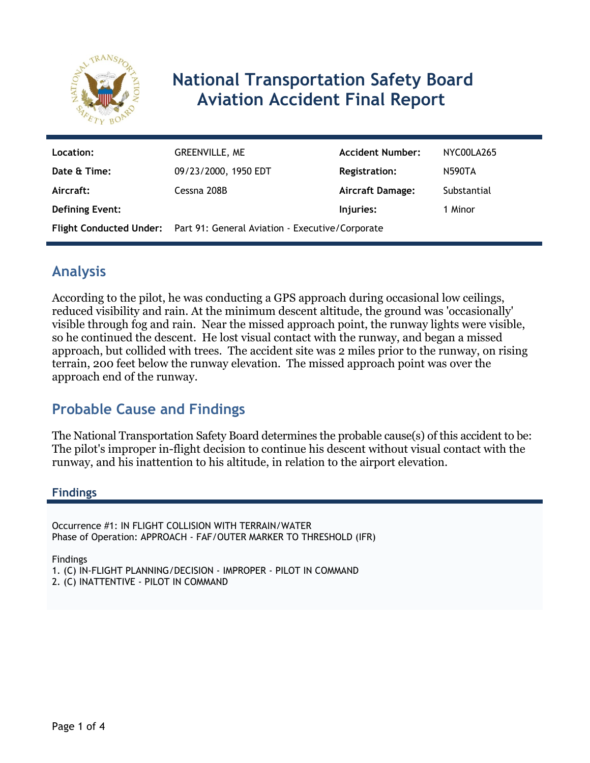# National Transportation Safety Board Aviation Accident Final Report

| | | | |
|---|---|---|---|
| **Location:** | GREENVILLE, ME | **Accident Number:** | NYC00LA265 |
| **Date & Time:** | 09/23/2000, 1950 EDT | **Registration:** | N590TA |
| **Aircraft:** | Cessna 208B | **Aircraft Damage:** | Substantial |
| **Defining Event:** | | **Injuries:** | 1 Minor |
| **Flight Conducted Under:** | Part 91: General Aviation - Executive/Corporate | | |

## Analysis

According to the pilot, he was conducting a GPS approach during occasional low ceilings, reduced visibility and rain. At the minimum descent altitude, the ground was 'occasionally' visible through fog and rain. Near the missed approach point, the runway lights were visible, so he continued the descent. He lost visual contact with the runway, and began a missed approach, but collided with trees. The accident site was 2 miles prior to the runway, on rising terrain, 200 feet below the runway elevation. The missed approach point was over the approach end of the runway.

## Probable Cause and Findings

The National Transportation Safety Board determines the probable cause(s) of this accident to be:
The pilot's improper in-flight decision to continue his descent without visual contact with the runway, and his inattention to his altitude, in relation to the airport elevation.

### Findings

Occurrence #1: IN FLIGHT COLLISION WITH TERRAIN/WATER
Phase of Operation: APPROACH - FAF/OUTER MARKER TO THRESHOLD (IFR)

Findings
1. (C) IN-FLIGHT PLANNING/DECISION - IMPROPER - PILOT IN COMMAND
2. (C) INATTENTIVE - PILOT IN COMMAND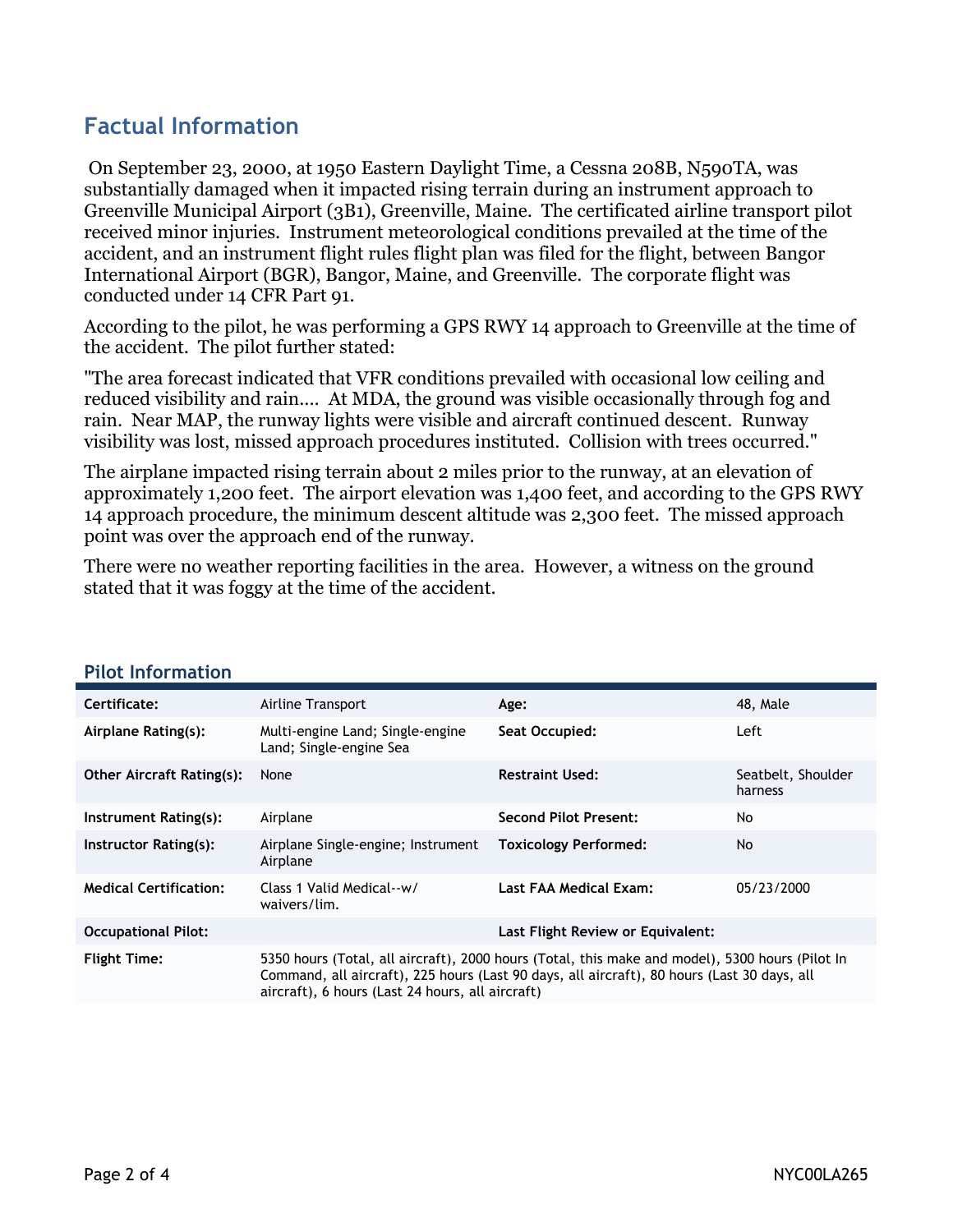## Factual Information

On September 23, 2000, at 1950 Eastern Daylight Time, a Cessna 208B, N590TA, was substantially damaged when it impacted rising terrain during an instrument approach to Greenville Municipal Airport (3B1), Greenville, Maine. The certificated airline transport pilot received minor injuries. Instrument meteorological conditions prevailed at the time of the accident, and an instrument flight rules flight plan was filed for the flight, between Bangor International Airport (BGR), Bangor, Maine, and Greenville. The corporate flight was conducted under 14 CFR Part 91.

According to the pilot, he was performing a GPS RWY 14 approach to Greenville at the time of the accident. The pilot further stated:

"The area forecast indicated that VFR conditions prevailed with occasional low ceiling and reduced visibility and rain.... At MDA, the ground was visible occasionally through fog and rain. Near MAP, the runway lights were visible and aircraft continued descent. Runway visibility was lost, missed approach procedures instituted. Collision with trees occurred."

The airplane impacted rising terrain about 2 miles prior to the runway, at an elevation of approximately 1,200 feet. The airport elevation was 1,400 feet, and according to the GPS RWY 14 approach procedure, the minimum descent altitude was 2,300 feet. The missed approach point was over the approach end of the runway.

There were no weather reporting facilities in the area. However, a witness on the ground stated that it was foggy at the time of the accident.

### Pilot Information

| | | | |
|---|---|---|---|
| **Certificate:** | Airline Transport | **Age:** | 48, Male |
| **Airplane Rating(s):** | Multi-engine Land; Single-engine Land; Single-engine Sea | **Seat Occupied:** | Left |
| **Other Aircraft Rating(s):** | None | **Restraint Used:** | Seatbelt, Shoulder harness |
| **Instrument Rating(s):** | Airplane | **Second Pilot Present:** | No |
| **Instructor Rating(s):** | Airplane Single-engine; Instrument Airplane | **Toxicology Performed:** | No |
| **Medical Certification:** | Class 1 Valid Medical--w/ waivers/lim. | **Last FAA Medical Exam:** | 05/23/2000 |
| **Occupational Pilot:** | | **Last Flight Review or Equivalent:** | |
| **Flight Time:** | 5350 hours (Total, all aircraft), 2000 hours (Total, this make and model), 5300 hours (Pilot In Command, all aircraft), 225 hours (Last 90 days, all aircraft), 80 hours (Last 30 days, all aircraft), 6 hours (Last 24 hours, all aircraft) | | |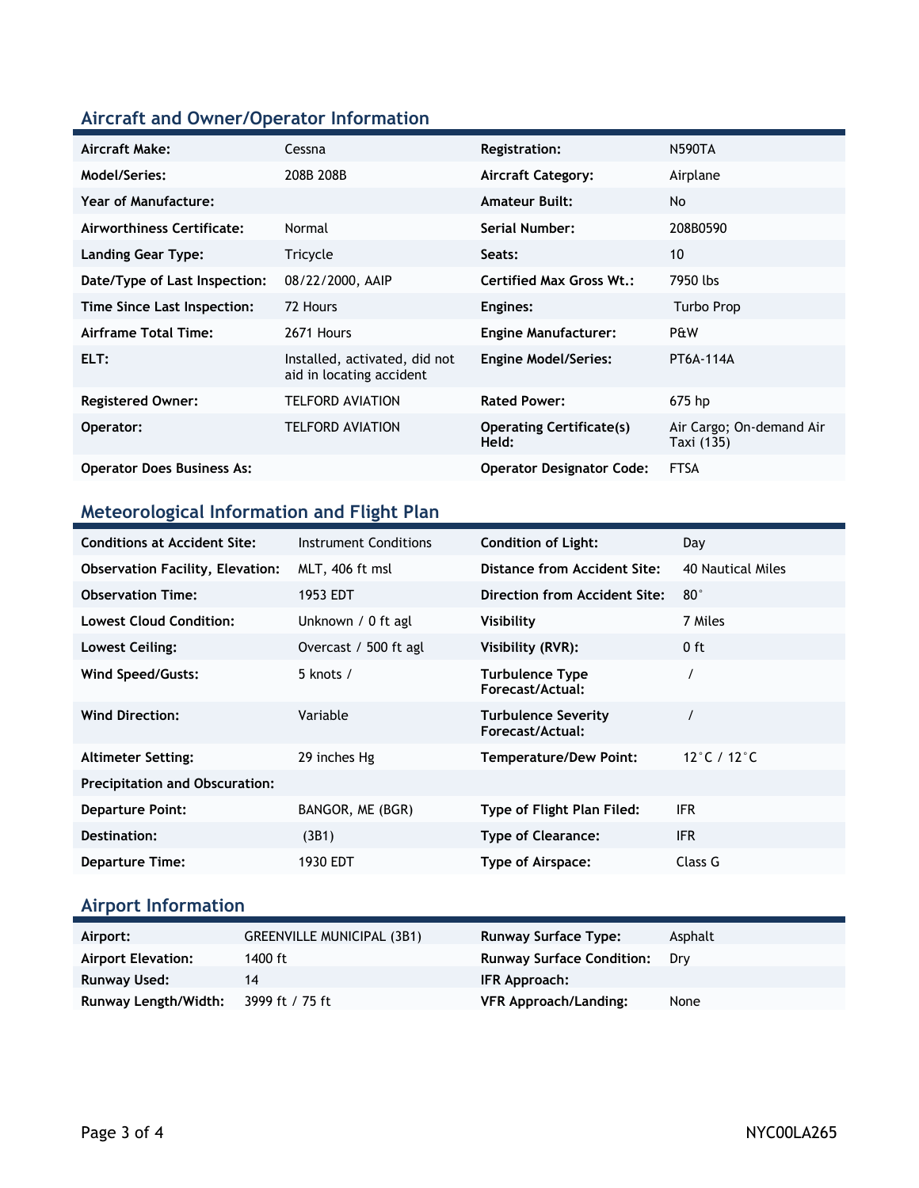## Aircraft and Owner/Operator Information

| | | | |
|---|---|---|---|
| **Aircraft Make:** | Cessna | **Registration:** | N590TA |
| **Model/Series:** | 208B 208B | **Aircraft Category:** | Airplane |
| **Year of Manufacture:** | | **Amateur Built:** | No |
| **Airworthiness Certificate:** | Normal | **Serial Number:** | 208B0590 |
| **Landing Gear Type:** | Tricycle | **Seats:** | 10 |
| **Date/Type of Last Inspection:** | 08/22/2000, AAIP | **Certified Max Gross Wt.:** | 7950 lbs |
| **Time Since Last Inspection:** | 72 Hours | **Engines:** | Turbo Prop |
| **Airframe Total Time:** | 2671 Hours | **Engine Manufacturer:** | P&W |
| **ELT:** | Installed, activated, did not aid in locating accident | **Engine Model/Series:** | PT6A-114A |
| **Registered Owner:** | TELFORD AVIATION | **Rated Power:** | 675 hp |
| **Operator:** | TELFORD AVIATION | **Operating Certificate(s) Held:** | Air Cargo; On-demand Air Taxi (135) |
| **Operator Does Business As:** | | **Operator Designator Code:** | FTSA |

## Meteorological Information and Flight Plan

| | | | |
|---|---|---|---|
| **Conditions at Accident Site:** | Instrument Conditions | **Condition of Light:** | Day |
| **Observation Facility, Elevation:** | MLT, 406 ft msl | **Distance from Accident Site:** | 40 Nautical Miles |
| **Observation Time:** | 1953 EDT | **Direction from Accident Site:** | 80° |
| **Lowest Cloud Condition:** | Unknown / 0 ft agl | **Visibility** | 7 Miles |
| **Lowest Ceiling:** | Overcast / 500 ft agl | **Visibility (RVR):** | 0 ft |
| **Wind Speed/Gusts:** | 5 knots / | **Turbulence Type Forecast/Actual:** | / |
| **Wind Direction:** | Variable | **Turbulence Severity Forecast/Actual:** | / |
| **Altimeter Setting:** | 29 inches Hg | **Temperature/Dew Point:** | 12°C / 12°C |
| **Precipitation and Obscuration:** | | | |
| **Departure Point:** | BANGOR, ME (BGR) | **Type of Flight Plan Filed:** | IFR |
| **Destination:** | (3B1) | **Type of Clearance:** | IFR |
| **Departure Time:** | 1930 EDT | **Type of Airspace:** | Class G |

## Airport Information

| | | | |
|---|---|---|---|
| **Airport:** | GREENVILLE MUNICIPAL (3B1) | **Runway Surface Type:** | Asphalt |
| **Airport Elevation:** | 1400 ft | **Runway Surface Condition:** | Dry |
| **Runway Used:** | 14 | **IFR Approach:** | |
| **Runway Length/Width:** | 3999 ft / 75 ft | **VFR Approach/Landing:** | None |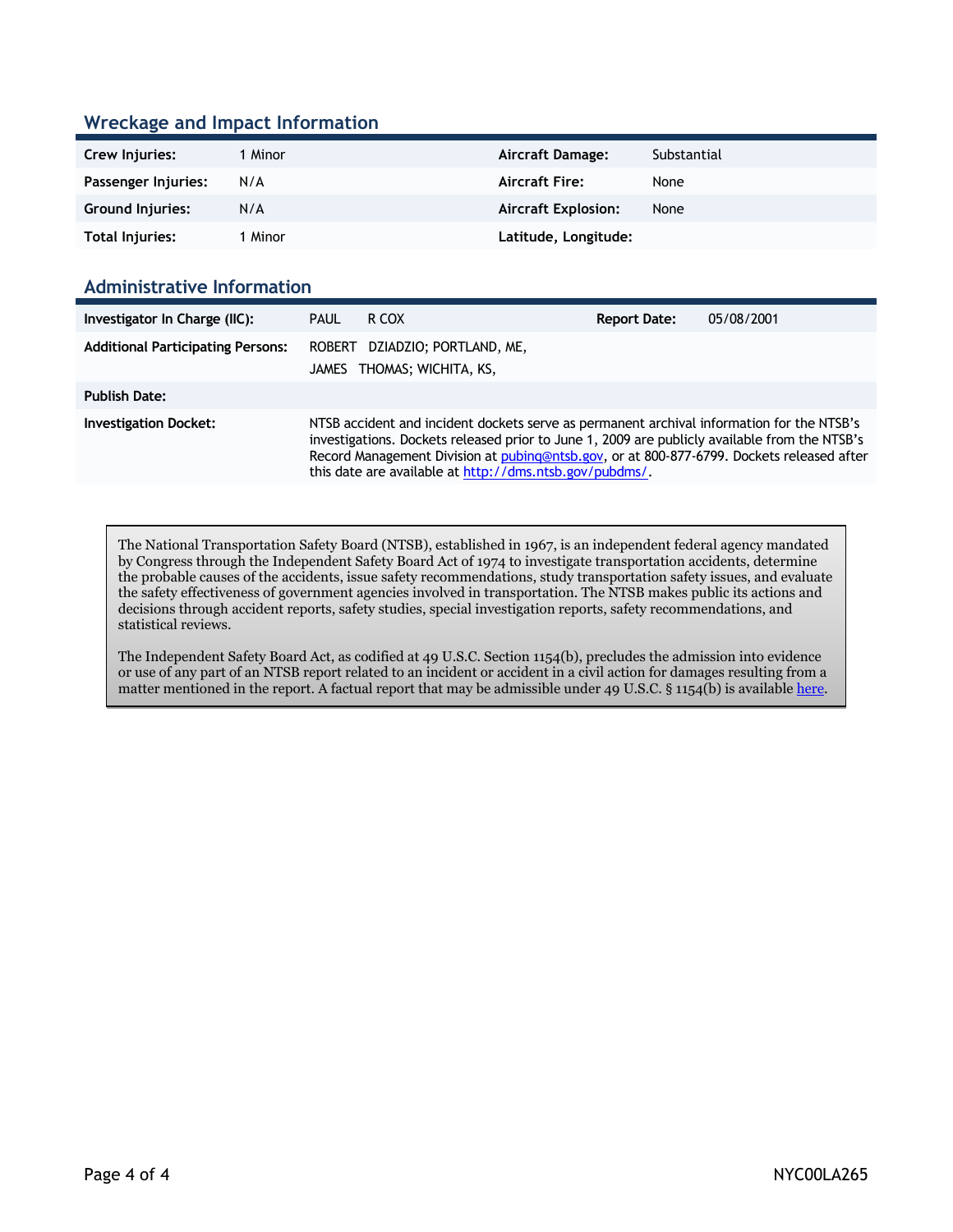## Wreckage and Impact Information

| | | | |
|---|---|---|---|
| **Crew Injuries:** | 1 Minor | **Aircraft Damage:** | Substantial |
| **Passenger Injuries:** | N/A | **Aircraft Fire:** | None |
| **Ground Injuries:** | N/A | **Aircraft Explosion:** | None |
| **Total Injuries:** | 1 Minor | **Latitude, Longitude:** | |

## Administrative Information

| | | | |
|---|---|---|---|
| **Investigator In Charge (IIC):** | PAUL R COX | **Report Date:** | 05/08/2001 |
| **Additional Participating Persons:** | ROBERT DZIADZIO; PORTLAND, ME,<br>JAMES THOMAS; WICHITA, KS, | | |
| **Publish Date:** | | | |
| **Investigation Docket:** | NTSB accident and incident dockets serve as permanent archival information for the NTSB's investigations. Dockets released prior to June 1, 2009 are publicly available from the NTSB's Record Management Division at pubinq@ntsb.gov, or at 800-877-6799. Dockets released after this date are available at http://dms.ntsb.gov/pubdms/. | | |

The National Transportation Safety Board (NTSB), established in 1967, is an independent federal agency mandated by Congress through the Independent Safety Board Act of 1974 to investigate transportation accidents, determine the probable causes of the accidents, issue safety recommendations, study transportation safety issues, and evaluate the safety effectiveness of government agencies involved in transportation. The NTSB makes public its actions and decisions through accident reports, safety studies, special investigation reports, safety recommendations, and statistical reviews.

The Independent Safety Board Act, as codified at 49 U.S.C. Section 1154(b), precludes the admission into evidence or use of any part of an NTSB report related to an incident or accident in a civil action for damages resulting from a matter mentioned in the report. A factual report that may be admissible under 49 U.S.C. § 1154(b) is available here.